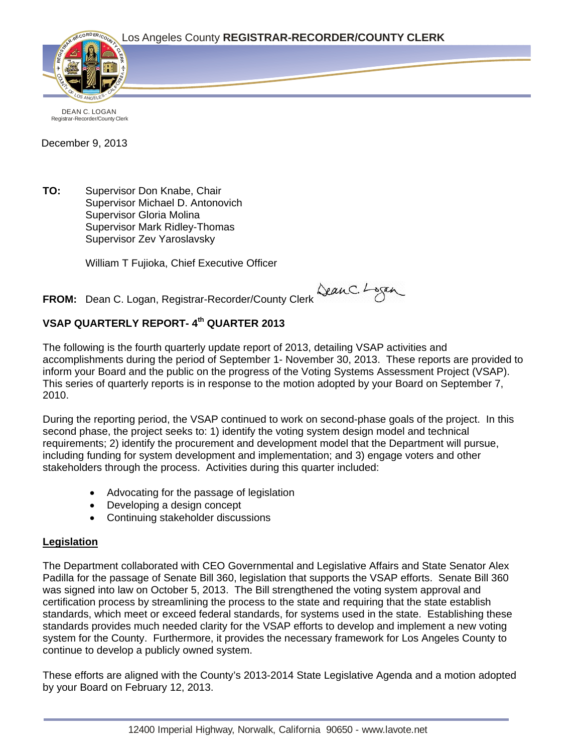Los Angeles County **REGISTRAR-RECORDER/COUNTY CLERK**

DEAN C. LOGAN
Registrar-Recorder/County Clerk

December 9, 2013

**TO:** Supervisor Don Knabe, Chair
Supervisor Michael D. Antonovich
Supervisor Gloria Molina
Supervisor Mark Ridley-Thomas
Supervisor Zev Yaroslavsky

William T Fujioka, Chief Executive Officer

**FROM:** Dean C. Logan, Registrar-Recorder/County Clerk

**VSAP QUARTERLY REPORT- 4th QUARTER 2013**

The following is the fourth quarterly update report of 2013, detailing VSAP activities and accomplishments during the period of September 1- November 30, 2013. These reports are provided to inform your Board and the public on the progress of the Voting Systems Assessment Project (VSAP). This series of quarterly reports is in response to the motion adopted by your Board on September 7, 2010.

During the reporting period, the VSAP continued to work on second-phase goals of the project. In this second phase, the project seeks to: 1) identify the voting system design model and technical requirements; 2) identify the procurement and development model that the Department will pursue, including funding for system development and implementation; and 3) engage voters and other stakeholders through the process. Activities during this quarter included:

- Advocating for the passage of legislation
- Developing a design concept
- Continuing stakeholder discussions

**Legislation**

The Department collaborated with CEO Governmental and Legislative Affairs and State Senator Alex Padilla for the passage of Senate Bill 360, legislation that supports the VSAP efforts. Senate Bill 360 was signed into law on October 5, 2013. The Bill strengthened the voting system approval and certification process by streamlining the process to the state and requiring that the state establish standards, which meet or exceed federal standards, for systems used in the state. Establishing these standards provides much needed clarity for the VSAP efforts to develop and implement a new voting system for the County. Furthermore, it provides the necessary framework for Los Angeles County to continue to develop a publicly owned system.

These efforts are aligned with the County's 2013-2014 State Legislative Agenda and a motion adopted by your Board on February 12, 2013.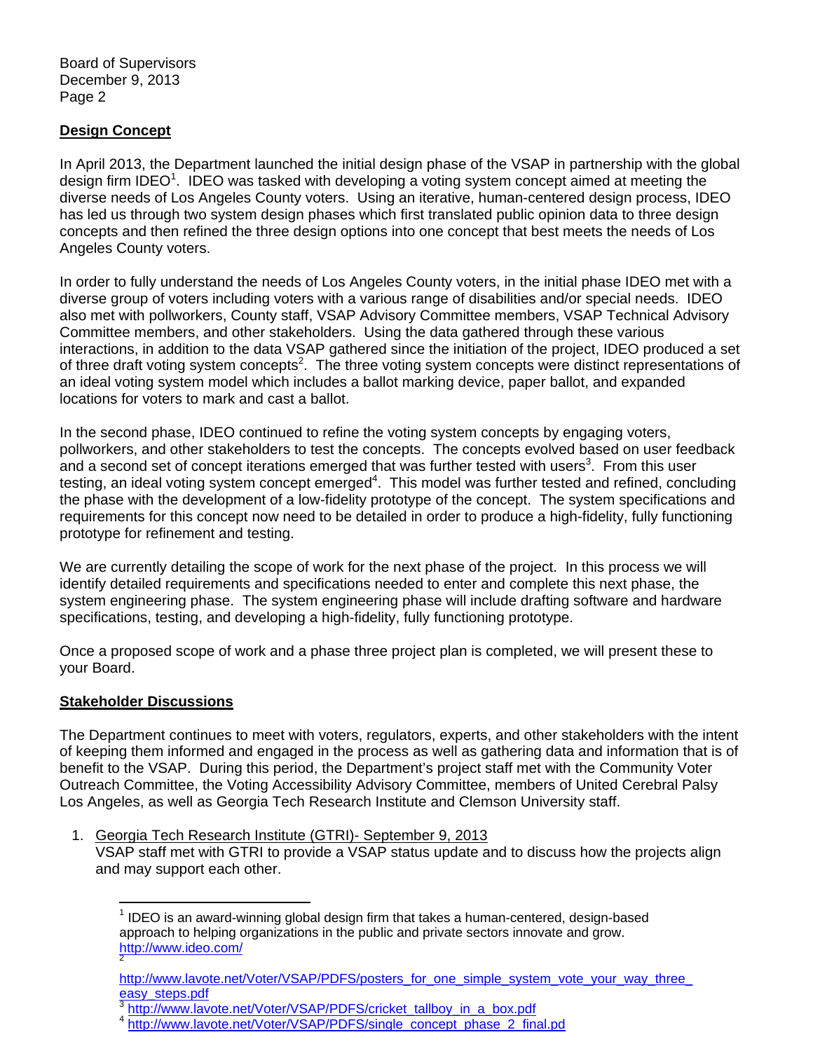## Design Concept

In April 2013, the Department launched the initial design phase of the VSAP in partnership with the global design firm IDEO[1]. IDEO was tasked with developing a voting system concept aimed at meeting the diverse needs of Los Angeles County voters. Using an iterative, human-centered design process, IDEO has led us through two system design phases which first translated public opinion data to three design concepts and then refined the three design options into one concept that best meets the needs of Los Angeles County voters.

In order to fully understand the needs of Los Angeles County voters, in the initial phase IDEO met with a diverse group of voters including voters with a various range of disabilities and/or special needs. IDEO also met with pollworkers, County staff, VSAP Advisory Committee members, VSAP Technical Advisory Committee members, and other stakeholders. Using the data gathered through these various interactions, in addition to the data VSAP gathered since the initiation of the project, IDEO produced a set of three draft voting system concepts[2]. The three voting system concepts were distinct representations of an ideal voting system model which includes a ballot marking device, paper ballot, and expanded locations for voters to mark and cast a ballot.

In the second phase, IDEO continued to refine the voting system concepts by engaging voters, pollworkers, and other stakeholders to test the concepts. The concepts evolved based on user feedback and a second set of concept iterations emerged that was further tested with users[3]. From this user testing, an ideal voting system concept emerged[4]. This model was further tested and refined, concluding the phase with the development of a low-fidelity prototype of the concept. The system specifications and requirements for this concept now need to be detailed in order to produce a high-fidelity, fully functioning prototype for refinement and testing.

We are currently detailing the scope of work for the next phase of the project. In this process we will identify detailed requirements and specifications needed to enter and complete this next phase, the system engineering phase. The system engineering phase will include drafting software and hardware specifications, testing, and developing a high-fidelity, fully functioning prototype.

Once a proposed scope of work and a phase three project plan is completed, we will present these to your Board.

## Stakeholder Discussions

The Department continues to meet with voters, regulators, experts, and other stakeholders with the intent of keeping them informed and engaged in the process as well as gathering data and information that is of benefit to the VSAP. During this period, the Department's project staff met with the Community Voter Outreach Committee, the Voting Accessibility Advisory Committee, members of United Cerebral Palsy Los Angeles, as well as Georgia Tech Research Institute and Clemson University staff.

1. Georgia Tech Research Institute (GTRI)- September 9, 2013
   VSAP staff met with GTRI to provide a VSAP status update and to discuss how the projects align and may support each other.

---

[1] IDEO is an award-winning global design firm that takes a human-centered, design-based approach to helping organizations in the public and private sectors innovate and grow. http://www.ideo.com/

[2] http://www.lavote.net/Voter/VSAP/PDFS/posters_for_one_simple_system_vote_your_way_three_easy_steps.pdf

[3] http://www.lavote.net/Voter/VSAP/PDFS/cricket_tallboy_in_a_box.pdf

[4] http://www.lavote.net/Voter/VSAP/PDFS/single_concept_phase_2_final.pd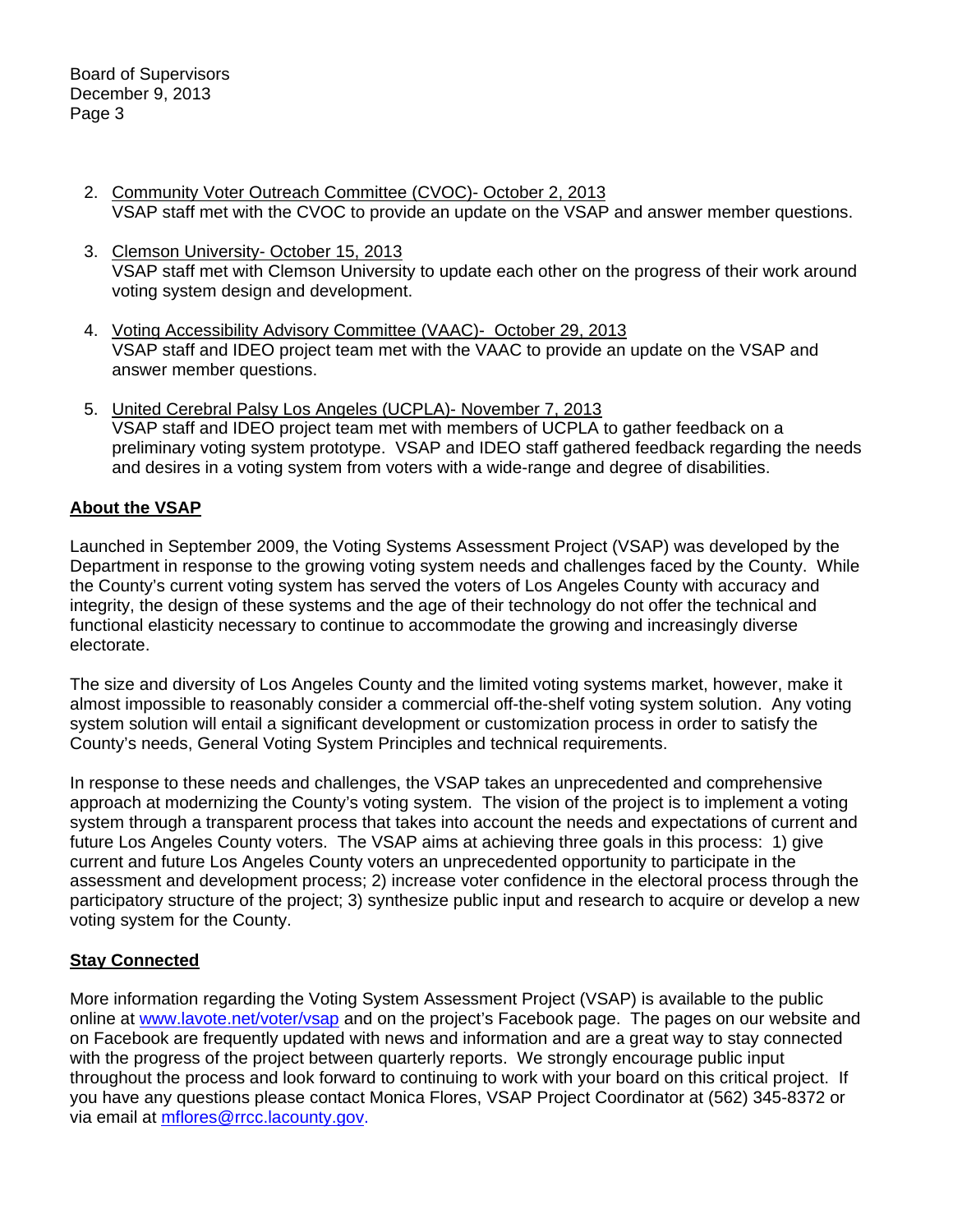2. Community Voter Outreach Committee (CVOC)- October 2, 2013
   VSAP staff met with the CVOC to provide an update on the VSAP and answer member questions.

3. Clemson University- October 15, 2013
   VSAP staff met with Clemson University to update each other on the progress of their work around voting system design and development.

4. Voting Accessibility Advisory Committee (VAAC)- October 29, 2013
   VSAP staff and IDEO project team met with the VAAC to provide an update on the VSAP and answer member questions.

5. United Cerebral Palsy Los Angeles (UCPLA)- November 7, 2013
   VSAP staff and IDEO project team met with members of UCPLA to gather feedback on a preliminary voting system prototype. VSAP and IDEO staff gathered feedback regarding the needs and desires in a voting system from voters with a wide-range and degree of disabilities.

**About the VSAP**

Launched in September 2009, the Voting Systems Assessment Project (VSAP) was developed by the Department in response to the growing voting system needs and challenges faced by the County. While the County's current voting system has served the voters of Los Angeles County with accuracy and integrity, the design of these systems and the age of their technology do not offer the technical and functional elasticity necessary to continue to accommodate the growing and increasingly diverse electorate.

The size and diversity of Los Angeles County and the limited voting systems market, however, make it almost impossible to reasonably consider a commercial off-the-shelf voting system solution. Any voting system solution will entail a significant development or customization process in order to satisfy the County's needs, General Voting System Principles and technical requirements.

In response to these needs and challenges, the VSAP takes an unprecedented and comprehensive approach at modernizing the County's voting system. The vision of the project is to implement a voting system through a transparent process that takes into account the needs and expectations of current and future Los Angeles County voters. The VSAP aims at achieving three goals in this process: 1) give current and future Los Angeles County voters an unprecedented opportunity to participate in the assessment and development process; 2) increase voter confidence in the electoral process through the participatory structure of the project; 3) synthesize public input and research to acquire or develop a new voting system for the County.

**Stay Connected**

More information regarding the Voting System Assessment Project (VSAP) is available to the public online at www.lavote.net/voter/vsap and on the project's Facebook page. The pages on our website and on Facebook are frequently updated with news and information and are a great way to stay connected with the progress of the project between quarterly reports. We strongly encourage public input throughout the process and look forward to continuing to work with your board on this critical project. If you have any questions please contact Monica Flores, VSAP Project Coordinator at (562) 345-8372 or via email at mflores@rrcc.lacounty.gov.